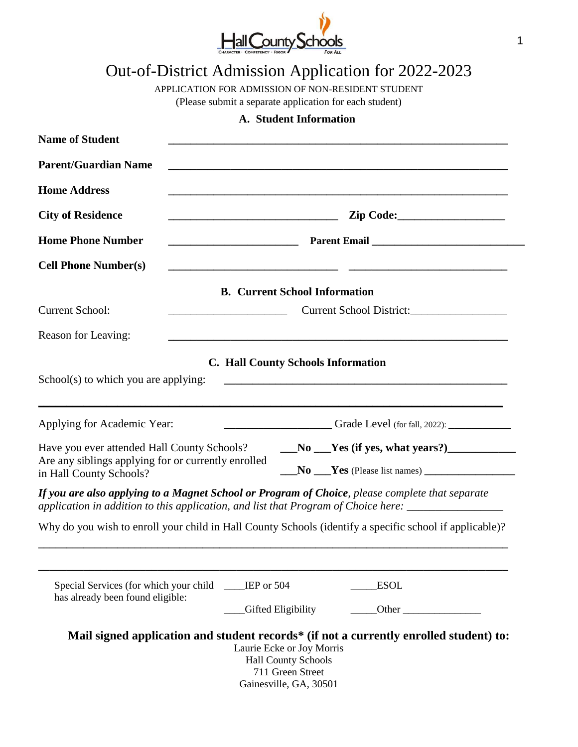# Out-of-District Admission Application for 2022-2023

APPLICATION FOR ADMISSION OF NON-RESIDENT STUDENT
(Please submit a separate application for each student)

## A. Student Information

**Name of Student** ______________________________________________________________

**Parent/Guardian Name** ______________________________________________________________

**Home Address** ______________________________________________________________

**City of Residence** ______________________________ **Zip Code:**__________________

**Home Phone Number** _______________________ **Parent Email** ___________________________

**Cell Phone Number(s)** ______________________________ ____________________________

## B. Current School Information

Current School: _____________________ Current School District:_________________

Reason for Leaving: ______________________________________________________________

## C. Hall County Schools Information

School(s) to which you are applying: ___________________________________________________

_____________________________________________________________________________

Applying for Academic Year: __________________ Grade Level (for fall, 2022): ___________

Have you ever attended Hall County Schools? ___**No** ___**Yes (if yes, what years?)**___________

Are any siblings applying for or currently enrolled in Hall County Schools? ___**No** ___**Yes** (Please list names) _________________

***If you are also applying to a Magnet School or Program of Choice****, please complete that separate application in addition to this application, and list that Program of Choice here:* _________________

Why do you wish to enroll your child in Hall County Schools (identify a specific school if applicable)?

_____________________________________________________________________________

_____________________________________________________________________________

Special Services (for which your child has already been found eligible: ____IEP or 504 _____ESOL ____Gifted Eligibility _____Other _______________

**Mail signed application and student records\* (if not a currently enrolled student) to:**

Laurie Ecke or Joy Morris
Hall County Schools
711 Green Street
Gainesville, GA, 30501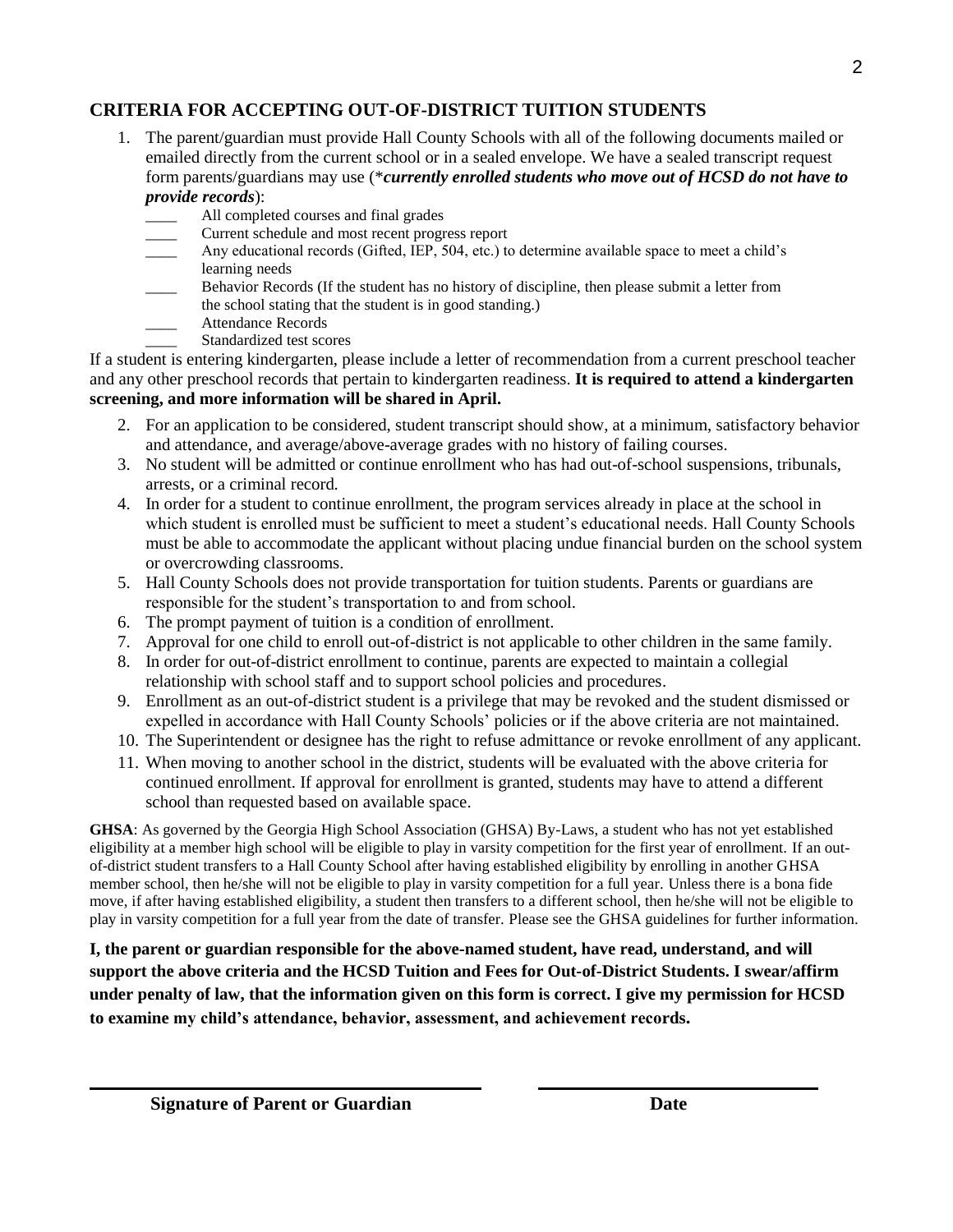## CRITERIA FOR ACCEPTING OUT-OF-DISTRICT TUITION STUDENTS

1. The parent/guardian must provide Hall County Schools with all of the following documents mailed or emailed directly from the current school or in a sealed envelope. We have a sealed transcript request form parents/guardians may use (**_*currently enrolled students who move out of HCSD do not have to provide records_**):
   - ____ All completed courses and final grades
   - ____ Current schedule and most recent progress report
   - ____ Any educational records (Gifted, IEP, 504, etc.) to determine available space to meet a child's learning needs
   - ____ Behavior Records (If the student has no history of discipline, then please submit a letter from the school stating that the student is in good standing.)
   - ____ Attendance Records
   - ____ Standardized test scores

If a student is entering kindergarten, please include a letter of recommendation from a current preschool teacher and any other preschool records that pertain to kindergarten readiness. **It is required to attend a kindergarten screening, and more information will be shared in April.**

2. For an application to be considered, student transcript should show, at a minimum, satisfactory behavior and attendance, and average/above-average grades with no history of failing courses.
3. No student will be admitted or continue enrollment who has had out-of-school suspensions, tribunals, arrests, or a criminal record.
4. In order for a student to continue enrollment, the program services already in place at the school in which student is enrolled must be sufficient to meet a student's educational needs. Hall County Schools must be able to accommodate the applicant without placing undue financial burden on the school system or overcrowding classrooms.
5. Hall County Schools does not provide transportation for tuition students. Parents or guardians are responsible for the student's transportation to and from school.
6. The prompt payment of tuition is a condition of enrollment.
7. Approval for one child to enroll out-of-district is not applicable to other children in the same family.
8. In order for out-of-district enrollment to continue, parents are expected to maintain a collegial relationship with school staff and to support school policies and procedures.
9. Enrollment as an out-of-district student is a privilege that may be revoked and the student dismissed or expelled in accordance with Hall County Schools' policies or if the above criteria are not maintained.
10. The Superintendent or designee has the right to refuse admittance or revoke enrollment of any applicant.
11. When moving to another school in the district, students will be evaluated with the above criteria for continued enrollment. If approval for enrollment is granted, students may have to attend a different school than requested based on available space.

**GHSA**: As governed by the Georgia High School Association (GHSA) By-Laws, a student who has not yet established eligibility at a member high school will be eligible to play in varsity competition for the first year of enrollment. If an out-of-district student transfers to a Hall County School after having established eligibility by enrolling in another GHSA member school, then he/she will not be eligible to play in varsity competition for a full year. Unless there is a bona fide move, if after having established eligibility, a student then transfers to a different school, then he/she will not be eligible to play in varsity competition for a full year from the date of transfer. Please see the GHSA guidelines for further information.

**I, the parent or guardian responsible for the above-named student, have read, understand, and will support the above criteria and the HCSD Tuition and Fees for Out-of-District Students. I swear/affirm under penalty of law, that the information given on this form is correct. I give my permission for HCSD to examine my child's attendance, behavior, assessment, and achievement records.**

______________________________ ______________________

**Signature of Parent or Guardian** **Date**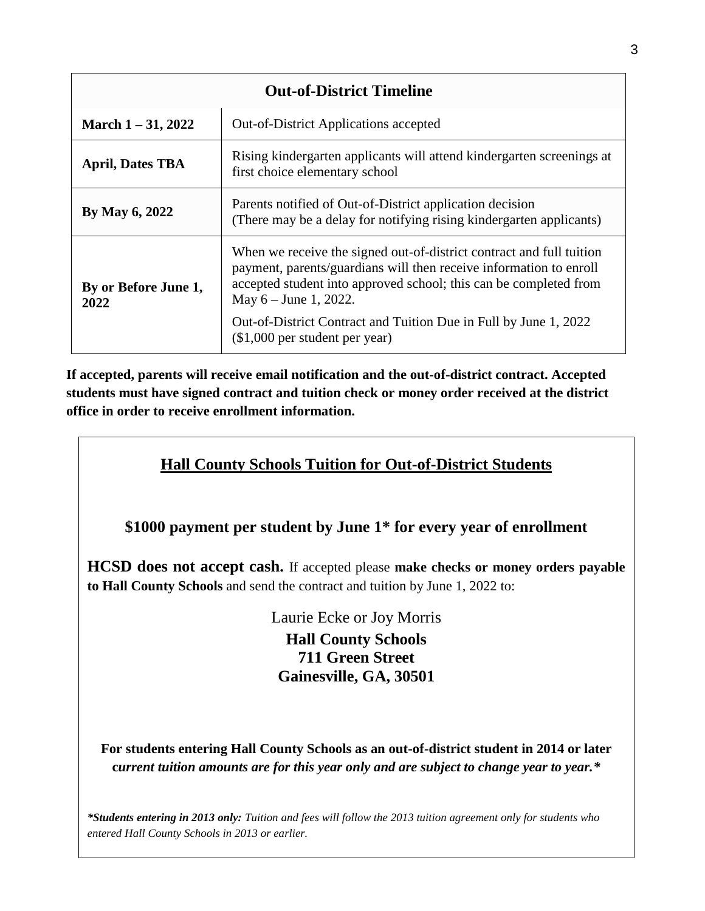| Out-of-District Timeline | |
|---|---|
| **March 1 – 31, 2022** | Out-of-District Applications accepted |
| **April, Dates TBA** | Rising kindergarten applicants will attend kindergarten screenings at first choice elementary school |
| **By May 6, 2022** | Parents notified of Out-of-District application decision (There may be a delay for notifying rising kindergarten applicants) |
| **By or Before June 1, 2022** | When we receive the signed out-of-district contract and full tuition payment, parents/guardians will then receive information to enroll accepted student into approved school; this can be completed from May 6 – June 1, 2022. Out-of-District Contract and Tuition Due in Full by June 1, 2022 ($1,000 per student per year) |

**If accepted, parents will receive email notification and the out-of-district contract. Accepted students must have signed contract and tuition check or money order received at the district office in order to receive enrollment information.**

## Hall County Schools Tuition for Out-of-District Students

### $1000 payment per student by June 1* for every year of enrollment

**HCSD does not accept cash.** If accepted please **make checks or money orders payable to Hall County Schools** and send the contract and tuition by June 1, 2022 to:

Laurie Ecke or Joy Morris
**Hall County Schools**
**711 Green Street**
**Gainesville, GA, 30501**

**For students entering Hall County Schools as an out-of-district student in 2014 or later c*urrent tuition amounts are for this year only and are subject to change year to year.**\***

***\*Students entering in 2013 only:*** *Tuition and fees will follow the 2013 tuition agreement only for students who entered Hall County Schools in 2013 or earlier.*